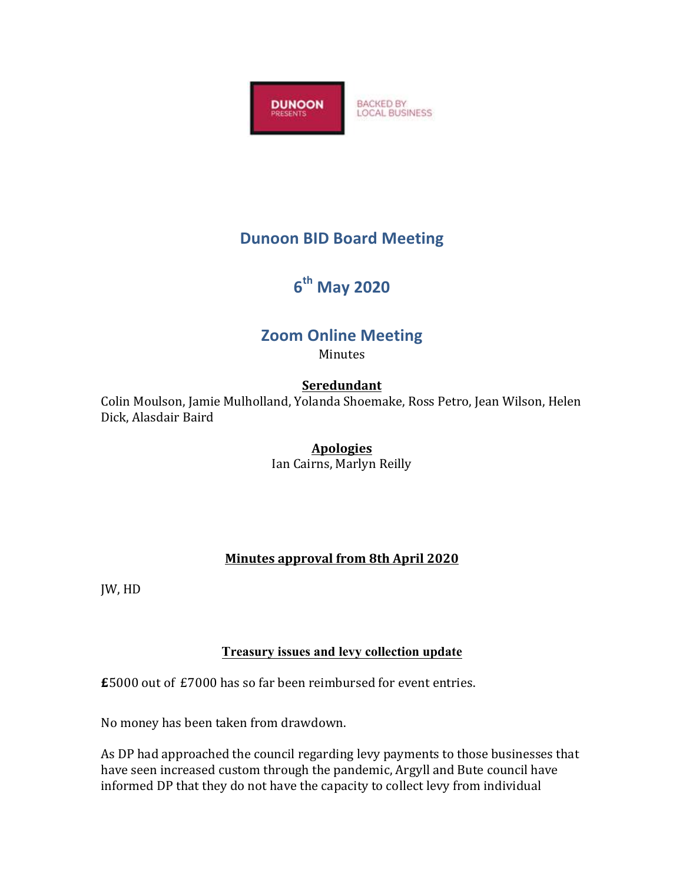# Dunoon BID Board Meeting

## 6th May 2020

## Zoom Online Meeting

Minutes

**Seredundant**

Colin Moulson, Jamie Mulholland, Yolanda Shoemake, Ross Petro, Jean Wilson, Helen Dick, Alasdair Baird

**Apologies**

Ian Cairns, Marlyn Reilly

**Minutes approval from 8th April 2020**

JW, HD

**Treasury issues and levy collection update**

£5000 out of £7000 has so far been reimbursed for event entries.

No money has been taken from drawdown.

As DP had approached the council regarding levy payments to those businesses that have seen increased custom through the pandemic, Argyll and Bute council have informed DP that they do not have the capacity to collect levy from individual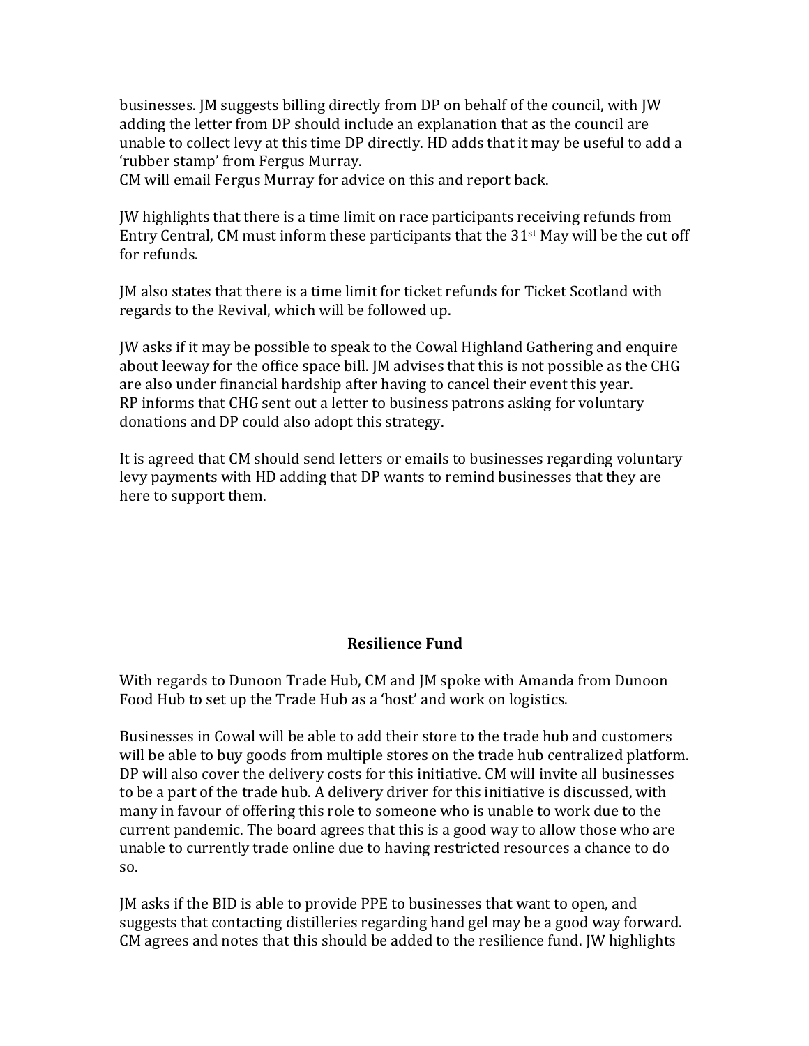businesses. JM suggests billing directly from DP on behalf of the council, with JW adding the letter from DP should include an explanation that as the council are unable to collect levy at this time DP directly. HD adds that it may be useful to add a 'rubber stamp' from Fergus Murray.
CM will email Fergus Murray for advice on this and report back.

JW highlights that there is a time limit on race participants receiving refunds from Entry Central, CM must inform these participants that the 31st May will be the cut off for refunds.

JM also states that there is a time limit for ticket refunds for Ticket Scotland with regards to the Revival, which will be followed up.

JW asks if it may be possible to speak to the Cowal Highland Gathering and enquire about leeway for the office space bill. JM advises that this is not possible as the CHG are also under financial hardship after having to cancel their event this year.
RP informs that CHG sent out a letter to business patrons asking for voluntary donations and DP could also adopt this strategy.

It is agreed that CM should send letters or emails to businesses regarding voluntary levy payments with HD adding that DP wants to remind businesses that they are here to support them.

## **Resilience Fund**

With regards to Dunoon Trade Hub, CM and JM spoke with Amanda from Dunoon Food Hub to set up the Trade Hub as a 'host' and work on logistics.

Businesses in Cowal will be able to add their store to the trade hub and customers will be able to buy goods from multiple stores on the trade hub centralized platform. DP will also cover the delivery costs for this initiative. CM will invite all businesses to be a part of the trade hub. A delivery driver for this initiative is discussed, with many in favour of offering this role to someone who is unable to work due to the current pandemic. The board agrees that this is a good way to allow those who are unable to currently trade online due to having restricted resources a chance to do so.

JM asks if the BID is able to provide PPE to businesses that want to open, and suggests that contacting distilleries regarding hand gel may be a good way forward. CM agrees and notes that this should be added to the resilience fund. JW highlights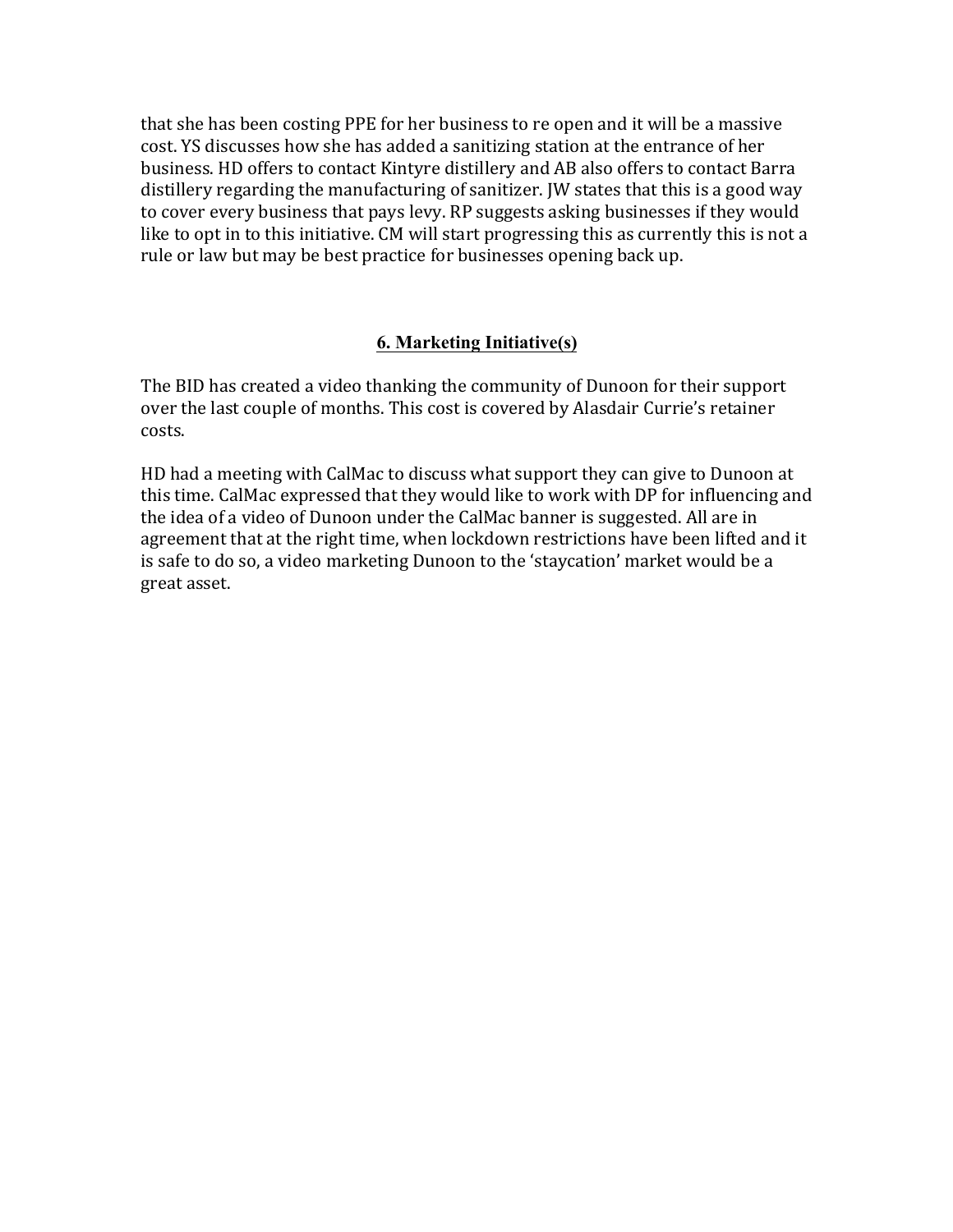that she has been costing PPE for her business to re open and it will be a massive cost. YS discusses how she has added a sanitizing station at the entrance of her business. HD offers to contact Kintyre distillery and AB also offers to contact Barra distillery regarding the manufacturing of sanitizer. JW states that this is a good way to cover every business that pays levy. RP suggests asking businesses if they would like to opt in to this initiative. CM will start progressing this as currently this is not a rule or law but may be best practice for businesses opening back up.

## 6. Marketing Initiative(s)

The BID has created a video thanking the community of Dunoon for their support over the last couple of months. This cost is covered by Alasdair Currie's retainer costs.

HD had a meeting with CalMac to discuss what support they can give to Dunoon at this time. CalMac expressed that they would like to work with DP for influencing and the idea of a video of Dunoon under the CalMac banner is suggested. All are in agreement that at the right time, when lockdown restrictions have been lifted and it is safe to do so, a video marketing Dunoon to the 'staycation' market would be a great asset.